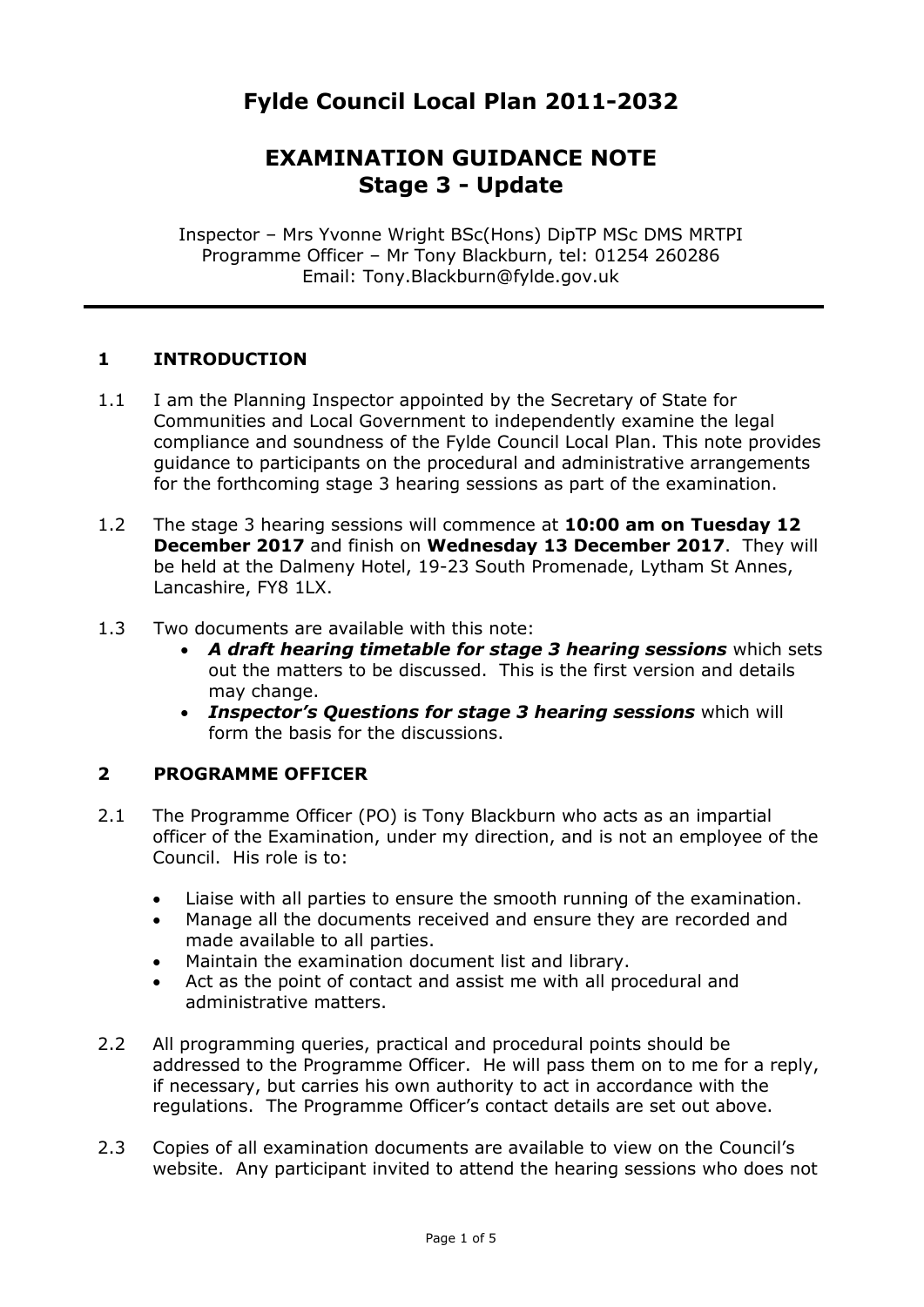# Fylde Council Local Plan 2011-2032

## EXAMINATION GUIDANCE NOTE
## Stage 3 - Update

Inspector – Mrs Yvonne Wright BSc(Hons) DipTP MSc DMS MRTPI
Programme Officer – Mr Tony Blackburn, tel: 01254 260286
Email: Tony.Blackburn@fylde.gov.uk

---

### 1 INTRODUCTION

1.1 I am the Planning Inspector appointed by the Secretary of State for Communities and Local Government to independently examine the legal compliance and soundness of the Fylde Council Local Plan. This note provides guidance to participants on the procedural and administrative arrangements for the forthcoming stage 3 hearing sessions as part of the examination.

1.2 The stage 3 hearing sessions will commence at **10:00 am on Tuesday 12 December 2017** and finish on **Wednesday 13 December 2017**. They will be held at the Dalmeny Hotel, 19-23 South Promenade, Lytham St Annes, Lancashire, FY8 1LX.

1.3 Two documents are available with this note:

- ***A draft hearing timetable for stage 3 hearing sessions*** which sets out the matters to be discussed. This is the first version and details may change.
- ***Inspector's Questions for stage 3 hearing sessions*** which will form the basis for the discussions.

### 2 PROGRAMME OFFICER

2.1 The Programme Officer (PO) is Tony Blackburn who acts as an impartial officer of the Examination, under my direction, and is not an employee of the Council. His role is to:

- Liaise with all parties to ensure the smooth running of the examination.
- Manage all the documents received and ensure they are recorded and made available to all parties.
- Maintain the examination document list and library.
- Act as the point of contact and assist me with all procedural and administrative matters.

2.2 All programming queries, practical and procedural points should be addressed to the Programme Officer. He will pass them on to me for a reply, if necessary, but carries his own authority to act in accordance with the regulations. The Programme Officer's contact details are set out above.

2.3 Copies of all examination documents are available to view on the Council's website. Any participant invited to attend the hearing sessions who does not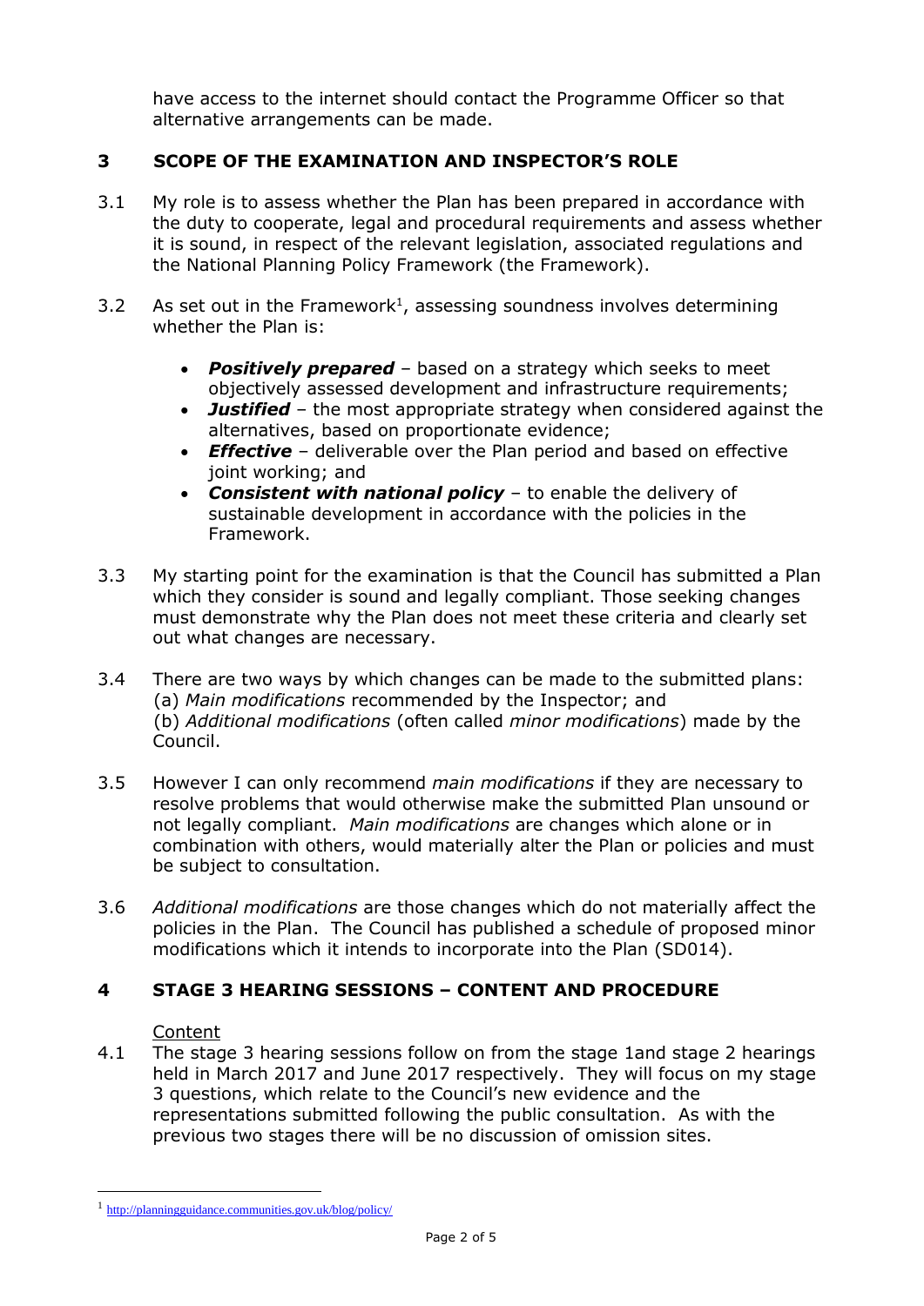have access to the internet should contact the Programme Officer so that alternative arrangements can be made.

## 3 SCOPE OF THE EXAMINATION AND INSPECTOR'S ROLE

3.1 My role is to assess whether the Plan has been prepared in accordance with the duty to cooperate, legal and procedural requirements and assess whether it is sound, in respect of the relevant legislation, associated regulations and the National Planning Policy Framework (the Framework).

3.2 As set out in the Framework[1], assessing soundness involves determining whether the Plan is:

- ***Positively prepared*** – based on a strategy which seeks to meet objectively assessed development and infrastructure requirements;
- ***Justified*** – the most appropriate strategy when considered against the alternatives, based on proportionate evidence;
- ***Effective*** – deliverable over the Plan period and based on effective joint working; and
- ***Consistent with national policy*** – to enable the delivery of sustainable development in accordance with the policies in the Framework.

3.3 My starting point for the examination is that the Council has submitted a Plan which they consider is sound and legally compliant. Those seeking changes must demonstrate why the Plan does not meet these criteria and clearly set out what changes are necessary.

3.4 There are two ways by which changes can be made to the submitted plans:
(a) *Main modifications* recommended by the Inspector; and
(b) *Additional modifications* (often called *minor modifications*) made by the Council.

3.5 However I can only recommend *main modifications* if they are necessary to resolve problems that would otherwise make the submitted Plan unsound or not legally compliant. *Main modifications* are changes which alone or in combination with others, would materially alter the Plan or policies and must be subject to consultation.

3.6 *Additional modifications* are those changes which do not materially affect the policies in the Plan. The Council has published a schedule of proposed minor modifications which it intends to incorporate into the Plan (SD014).

## 4 STAGE 3 HEARING SESSIONS – CONTENT AND PROCEDURE

Content

4.1 The stage 3 hearing sessions follow on from the stage 1and stage 2 hearings held in March 2017 and June 2017 respectively. They will focus on my stage 3 questions, which relate to the Council's new evidence and the representations submitted following the public consultation. As with the previous two stages there will be no discussion of omission sites.

---

[1] http://planningguidance.communities.gov.uk/blog/policy/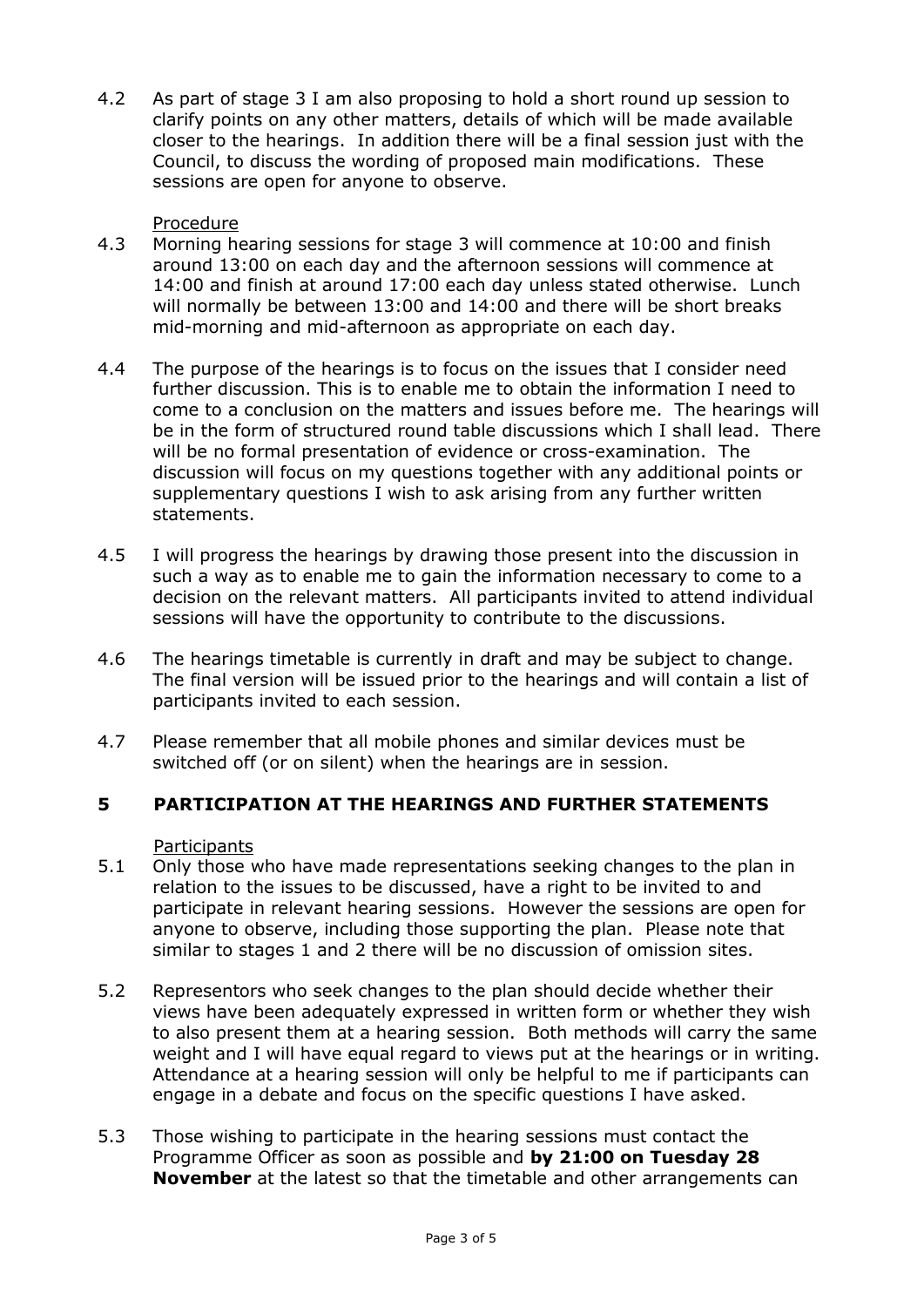4.2 As part of stage 3 I am also proposing to hold a short round up session to clarify points on any other matters, details of which will be made available closer to the hearings. In addition there will be a final session just with the Council, to discuss the wording of proposed main modifications. These sessions are open for anyone to observe.

Procedure

4.3 Morning hearing sessions for stage 3 will commence at 10:00 and finish around 13:00 on each day and the afternoon sessions will commence at 14:00 and finish at around 17:00 each day unless stated otherwise. Lunch will normally be between 13:00 and 14:00 and there will be short breaks mid-morning and mid-afternoon as appropriate on each day.

4.4 The purpose of the hearings is to focus on the issues that I consider need further discussion. This is to enable me to obtain the information I need to come to a conclusion on the matters and issues before me. The hearings will be in the form of structured round table discussions which I shall lead. There will be no formal presentation of evidence or cross-examination. The discussion will focus on my questions together with any additional points or supplementary questions I wish to ask arising from any further written statements.

4.5 I will progress the hearings by drawing those present into the discussion in such a way as to enable me to gain the information necessary to come to a decision on the relevant matters. All participants invited to attend individual sessions will have the opportunity to contribute to the discussions.

4.6 The hearings timetable is currently in draft and may be subject to change. The final version will be issued prior to the hearings and will contain a list of participants invited to each session.

4.7 Please remember that all mobile phones and similar devices must be switched off (or on silent) when the hearings are in session.

## 5 PARTICIPATION AT THE HEARINGS AND FURTHER STATEMENTS

Participants

5.1 Only those who have made representations seeking changes to the plan in relation to the issues to be discussed, have a right to be invited to and participate in relevant hearing sessions. However the sessions are open for anyone to observe, including those supporting the plan. Please note that similar to stages 1 and 2 there will be no discussion of omission sites.

5.2 Representors who seek changes to the plan should decide whether their views have been adequately expressed in written form or whether they wish to also present them at a hearing session. Both methods will carry the same weight and I will have equal regard to views put at the hearings or in writing. Attendance at a hearing session will only be helpful to me if participants can engage in a debate and focus on the specific questions I have asked.

5.3 Those wishing to participate in the hearing sessions must contact the Programme Officer as soon as possible and **by 21:00 on Tuesday 28 November** at the latest so that the timetable and other arrangements can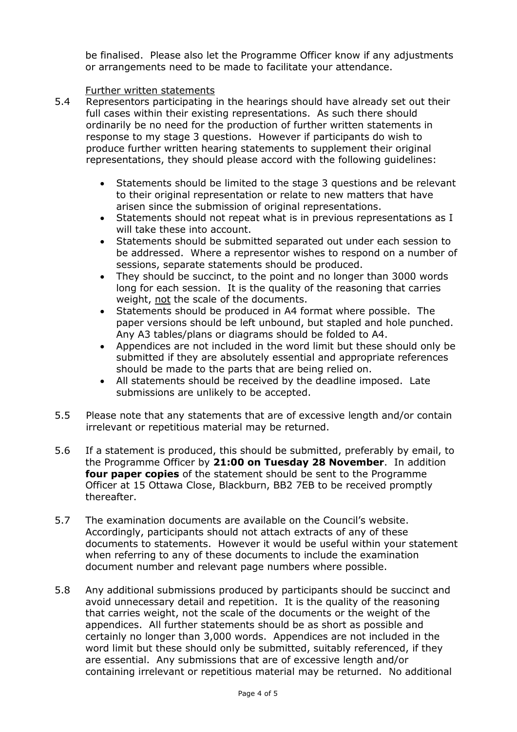be finalised. Please also let the Programme Officer know if any adjustments or arrangements need to be made to facilitate your attendance.

Further written statements

5.4 Representors participating in the hearings should have already set out their full cases within their existing representations. As such there should ordinarily be no need for the production of further written statements in response to my stage 3 questions. However if participants do wish to produce further written hearing statements to supplement their original representations, they should please accord with the following guidelines:

- Statements should be limited to the stage 3 questions and be relevant to their original representation or relate to new matters that have arisen since the submission of original representations.
- Statements should not repeat what is in previous representations as I will take these into account.
- Statements should be submitted separated out under each session to be addressed. Where a representor wishes to respond on a number of sessions, separate statements should be produced.
- They should be succinct, to the point and no longer than 3000 words long for each session. It is the quality of the reasoning that carries weight, not the scale of the documents.
- Statements should be produced in A4 format where possible. The paper versions should be left unbound, but stapled and hole punched. Any A3 tables/plans or diagrams should be folded to A4.
- Appendices are not included in the word limit but these should only be submitted if they are absolutely essential and appropriate references should be made to the parts that are being relied on.
- All statements should be received by the deadline imposed. Late submissions are unlikely to be accepted.

5.5 Please note that any statements that are of excessive length and/or contain irrelevant or repetitious material may be returned.

5.6 If a statement is produced, this should be submitted, preferably by email, to the Programme Officer by **21:00 on Tuesday 28 November**. In addition **four paper copies** of the statement should be sent to the Programme Officer at 15 Ottawa Close, Blackburn, BB2 7EB to be received promptly thereafter.

5.7 The examination documents are available on the Council's website. Accordingly, participants should not attach extracts of any of these documents to statements. However it would be useful within your statement when referring to any of these documents to include the examination document number and relevant page numbers where possible.

5.8 Any additional submissions produced by participants should be succinct and avoid unnecessary detail and repetition. It is the quality of the reasoning that carries weight, not the scale of the documents or the weight of the appendices. All further statements should be as short as possible and certainly no longer than 3,000 words. Appendices are not included in the word limit but these should only be submitted, suitably referenced, if they are essential. Any submissions that are of excessive length and/or containing irrelevant or repetitious material may be returned. No additional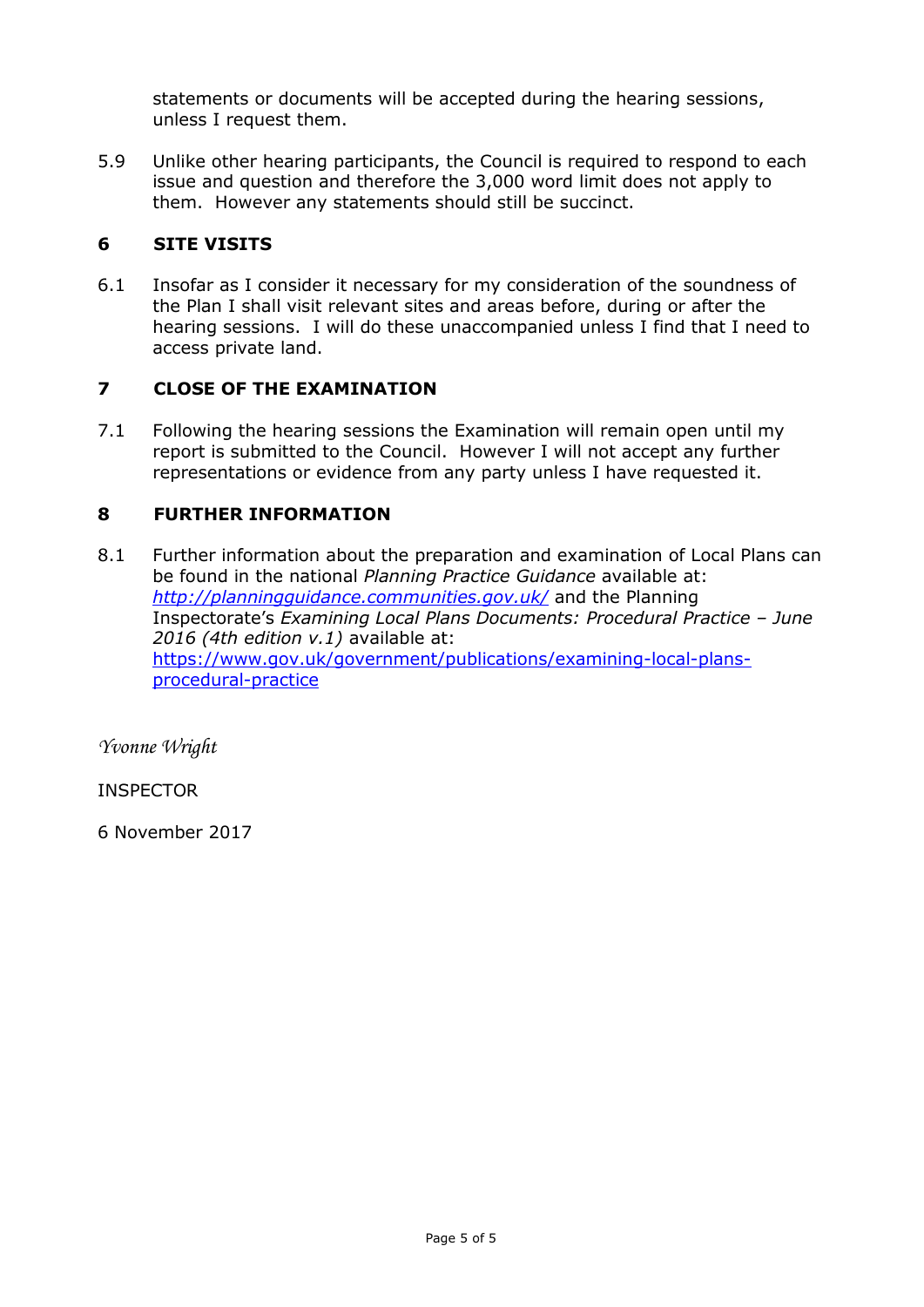statements or documents will be accepted during the hearing sessions, unless I request them.

5.9 Unlike other hearing participants, the Council is required to respond to each issue and question and therefore the 3,000 word limit does not apply to them. However any statements should still be succinct.

## 6 SITE VISITS

6.1 Insofar as I consider it necessary for my consideration of the soundness of the Plan I shall visit relevant sites and areas before, during or after the hearing sessions. I will do these unaccompanied unless I find that I need to access private land.

## 7 CLOSE OF THE EXAMINATION

7.1 Following the hearing sessions the Examination will remain open until my report is submitted to the Council. However I will not accept any further representations or evidence from any party unless I have requested it.

## 8 FURTHER INFORMATION

8.1 Further information about the preparation and examination of Local Plans can be found in the national *Planning Practice Guidance* available at: *http://planningguidance.communities.gov.uk/* and the Planning Inspectorate's *Examining Local Plans Documents: Procedural Practice – June 2016 (4th edition v.1)* available at: https://www.gov.uk/government/publications/examining-local-plans-procedural-practice

*Yvonne Wright*

INSPECTOR

6 November 2017